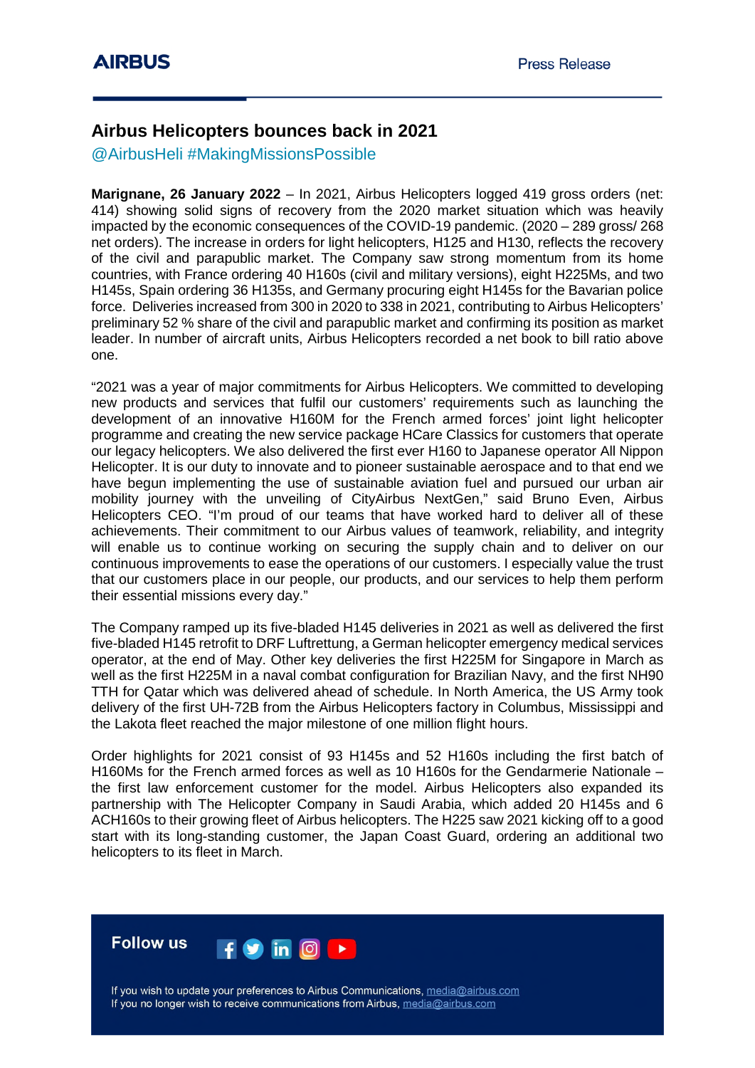# Airbus Helicopters bounces back in 2021

@AirbusHeli #MakingMissionsPossible

**Marignane, 26 January 2022** – In 2021, Airbus Helicopters logged 419 gross orders (net: 414) showing solid signs of recovery from the 2020 market situation which was heavily impacted by the economic consequences of the COVID-19 pandemic. (2020 – 289 gross/ 268 net orders). The increase in orders for light helicopters, H125 and H130, reflects the recovery of the civil and parapublic market. The Company saw strong momentum from its home countries, with France ordering 40 H160s (civil and military versions), eight H225Ms, and two H145s, Spain ordering 36 H135s, and Germany procuring eight H145s for the Bavarian police force. Deliveries increased from 300 in 2020 to 338 in 2021, contributing to Airbus Helicopters' preliminary 52 % share of the civil and parapublic market and confirming its position as market leader. In number of aircraft units, Airbus Helicopters recorded a net book to bill ratio above one.

"2021 was a year of major commitments for Airbus Helicopters. We committed to developing new products and services that fulfil our customers' requirements such as launching the development of an innovative H160M for the French armed forces' joint light helicopter programme and creating the new service package HCare Classics for customers that operate our legacy helicopters. We also delivered the first ever H160 to Japanese operator All Nippon Helicopter. It is our duty to innovate and to pioneer sustainable aerospace and to that end we have begun implementing the use of sustainable aviation fuel and pursued our urban air mobility journey with the unveiling of CityAirbus NextGen," said Bruno Even, Airbus Helicopters CEO. "I'm proud of our teams that have worked hard to deliver all of these achievements. Their commitment to our Airbus values of teamwork, reliability, and integrity will enable us to continue working on securing the supply chain and to deliver on our continuous improvements to ease the operations of our customers. I especially value the trust that our customers place in our people, our products, and our services to help them perform their essential missions every day."

The Company ramped up its five-bladed H145 deliveries in 2021 as well as delivered the first five-bladed H145 retrofit to DRF Luftrettung, a German helicopter emergency medical services operator, at the end of May. Other key deliveries the first H225M for Singapore in March as well as the first H225M in a naval combat configuration for Brazilian Navy, and the first NH90 TTH for Qatar which was delivered ahead of schedule. In North America, the US Army took delivery of the first UH-72B from the Airbus Helicopters factory in Columbus, Mississippi and the Lakota fleet reached the major milestone of one million flight hours.

Order highlights for 2021 consist of 93 H145s and 52 H160s including the first batch of H160Ms for the French armed forces as well as 10 H160s for the Gendarmerie Nationale – the first law enforcement customer for the model. Airbus Helicopters also expanded its partnership with The Helicopter Company in Saudi Arabia, which added 20 H145s and 6 ACH160s to their growing fleet of Airbus helicopters. The H225 saw 2021 kicking off to a good start with its long-standing customer, the Japan Coast Guard, ordering an additional two helicopters to its fleet in March.

**Follow us**

If you wish to update your preferences to Airbus Communications, media@airbus.com
If you no longer wish to receive communications from Airbus, media@airbus.com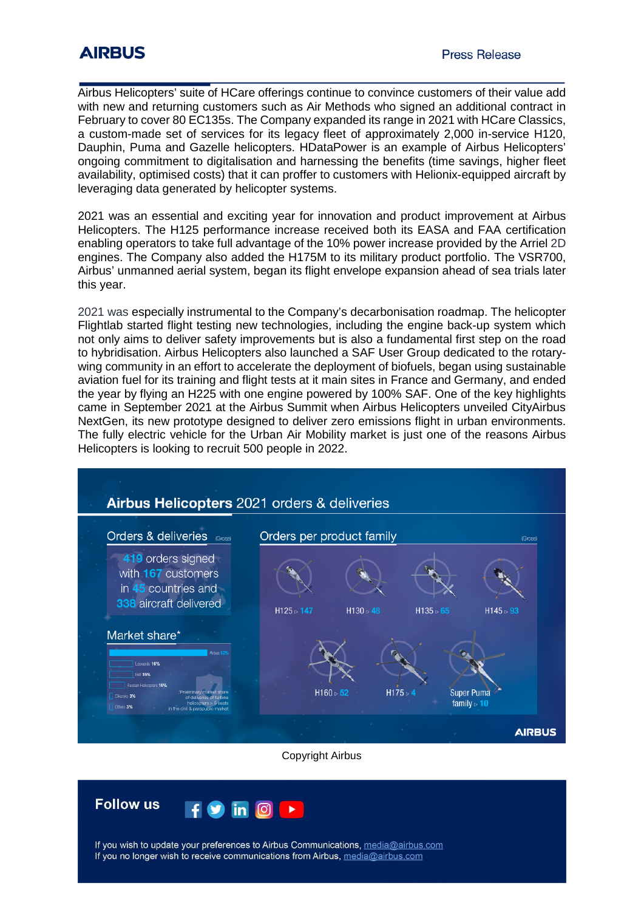Airbus Helicopters' suite of HCare offerings continue to convince customers of their value add with new and returning customers such as Air Methods who signed an additional contract in February to cover 80 EC135s. The Company expanded its range in 2021 with HCare Classics, a custom-made set of services for its legacy fleet of approximately 2,000 in-service H120, Dauphin, Puma and Gazelle helicopters. HDataPower is an example of Airbus Helicopters' ongoing commitment to digitalisation and harnessing the benefits (time savings, higher fleet availability, optimised costs) that it can proffer to customers with Helionix-equipped aircraft by leveraging data generated by helicopter systems.

2021 was an essential and exciting year for innovation and product improvement at Airbus Helicopters. The H125 performance increase received both its EASA and FAA certification enabling operators to take full advantage of the 10% power increase provided by the Arriel 2D engines. The Company also added the H175M to its military product portfolio. The VSR700, Airbus' unmanned aerial system, began its flight envelope expansion ahead of sea trials later this year.

2021 was especially instrumental to the Company's decarbonisation roadmap. The helicopter Flightlab started flight testing new technologies, including the engine back-up system which not only aims to deliver safety improvements but is also a fundamental first step on the road to hybridisation. Airbus Helicopters also launched a SAF User Group dedicated to the rotary-wing community in an effort to accelerate the deployment of biofuels, began using sustainable aviation fuel for its training and flight tests at it main sites in France and Germany, and ended the year by flying an H225 with one engine powered by 100% SAF. One of the key highlights came in September 2021 at the Airbus Summit when Airbus Helicopters unveiled CityAirbus NextGen, its new prototype designed to deliver zero emissions flight in urban environments. The fully electric vehicle for the Urban Air Mobility market is just one of the reasons Airbus Helicopters is looking to recruit 500 people in 2022.

## Airbus Helicopters 2021 orders & deliveries

**Orders & deliveries** (Gross)

419 orders signed with 167 customers in 45 countries and 338 aircraft delivered

**Orders per product family** (Gross)

| Product family | Orders |
|---|---|
| H125 | 147 |
| H130 | 48 |
| H135 | 65 |
| H145 | 93 |
| H160 | 52 |
| H175 | 4 |
| Super Puma family | 10 |

**Market share***

| Manufacturer | Share |
|---|---|
| Airbus | 52% |
| Leonardo | 16% |
| Bell | 16% |
| Russian Helicopters | 10% |
| Sikorsky | 3% |
| Others | 3% |

*Preliminary market share of deliveries of turbine helicopters > 5 seats in the civil & parapublic market

Copyright Airbus

**Follow us**

If you wish to update your preferences to Airbus Communications, media@airbus.com
If you no longer wish to receive communications from Airbus, media@airbus.com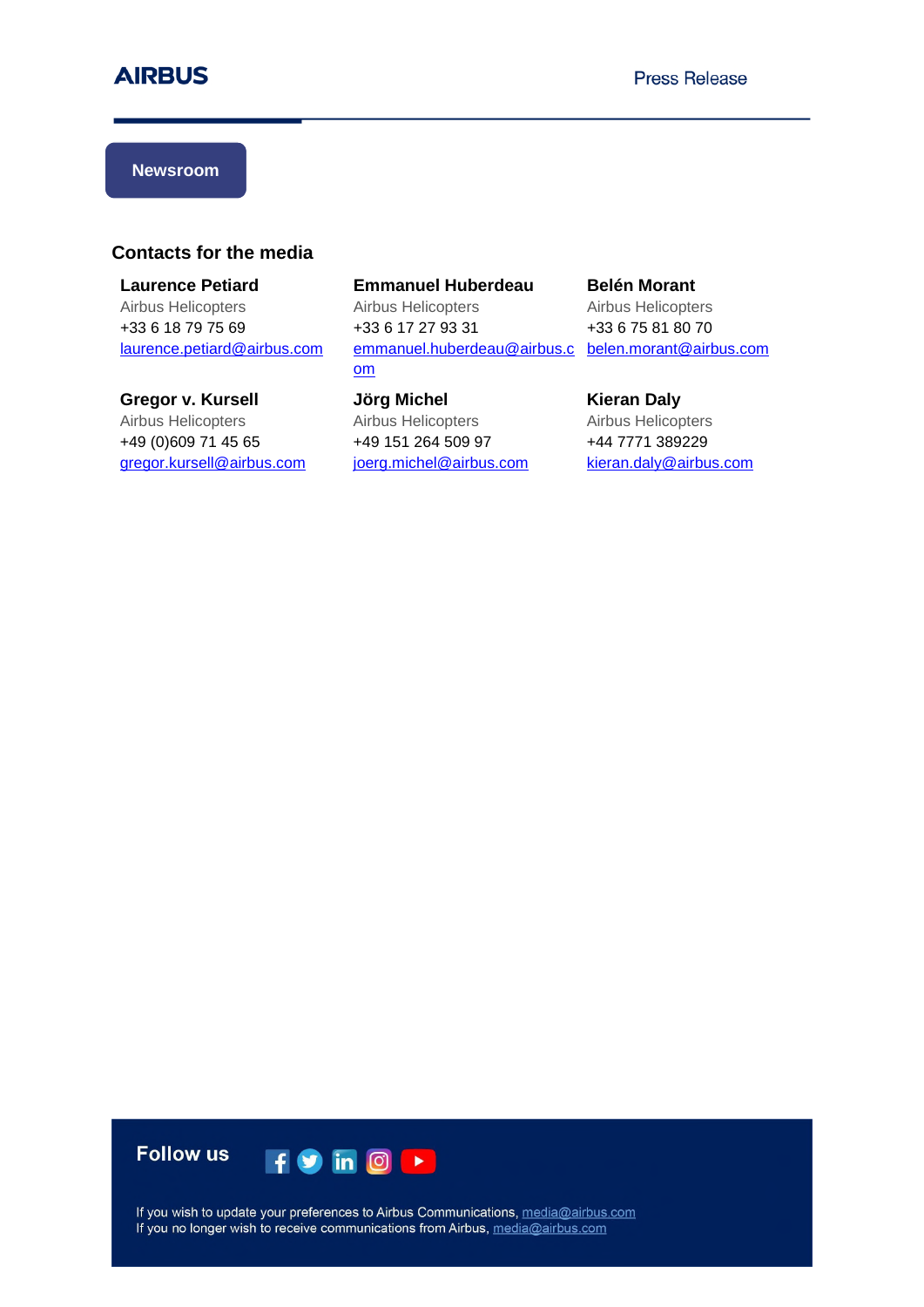Newsroom

## Contacts for the media

**Laurence Petiard**
Airbus Helicopters
+33 6 18 79 75 69
laurence.petiard@airbus.com

**Emmanuel Huberdeau**
Airbus Helicopters
+33 6 17 27 93 31
emmanuel.huberdeau@airbus.com

**Belén Morant**
Airbus Helicopters
+33 6 75 81 80 70
belen.morant@airbus.com

**Gregor v. Kursell**
Airbus Helicopters
+49 (0)609 71 45 65
gregor.kursell@airbus.com

**Jörg Michel**
Airbus Helicopters
+49 151 264 509 97
joerg.michel@airbus.com

**Kieran Daly**
Airbus Helicopters
+44 7771 389229
kieran.daly@airbus.com

**Follow us**

If you wish to update your preferences to Airbus Communications, media@airbus.com
If you no longer wish to receive communications from Airbus, media@airbus.com